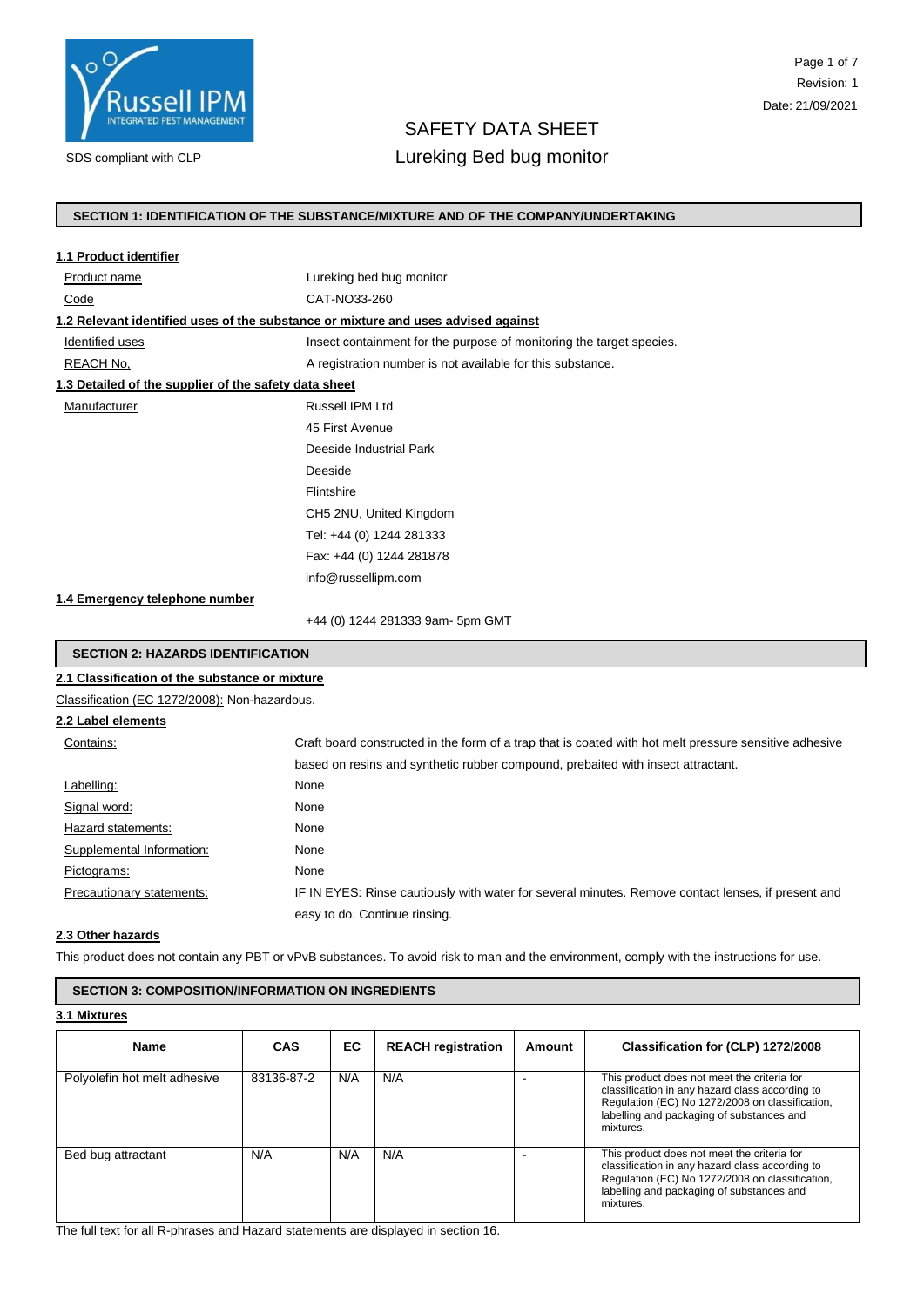SDS compliant with CLP

# SAFETY DATA SHEET
# Lureking Bed bug monitor

Revision: 1
Date: 21/09/2021

## SECTION 1: IDENTIFICATION OF THE SUBSTANCE/MIXTURE AND OF THE COMPANY/UNDERTAKING

### 1.1 Product identifier

| | |
|---|---|
| Product name | Lureking bed bug monitor |
| Code | CAT-NO33-260 |

### 1.2 Relevant identified uses of the substance or mixture and uses advised against

| | |
|---|---|
| Identified uses | Insect containment for the purpose of monitoring the target species. |
| REACH No, | A registration number is not available for this substance. |

### 1.3 Detailed of the supplier of the safety data sheet

Manufacturer

Russell IPM Ltd
45 First Avenue
Deeside Industrial Park
Deeside
Flintshire
CH5 2NU, United Kingdom
Tel: +44 (0) 1244 281333
Fax: +44 (0) 1244 281878
info@russellipm.com

### 1.4 Emergency telephone number

+44 (0) 1244 281333 9am- 5pm GMT

## SECTION 2: HAZARDS IDENTIFICATION

### 2.1 Classification of the substance or mixture

Classification (EC 1272/2008): Non-hazardous.

### 2.2 Label elements

| | |
|---|---|
| Contains: | Craft board constructed in the form of a trap that is coated with hot melt pressure sensitive adhesive based on resins and synthetic rubber compound, prebaited with insect attractant. |
| Labelling: | None |
| Signal word: | None |
| Hazard statements: | None |
| Supplemental Information: | None |
| Pictograms: | None |
| Precautionary statements: | IF IN EYES: Rinse cautiously with water for several minutes. Remove contact lenses, if present and easy to do. Continue rinsing. |

### 2.3 Other hazards

This product does not contain any PBT or vPvB substances. To avoid risk to man and the environment, comply with the instructions for use.

## SECTION 3: COMPOSITION/INFORMATION ON INGREDIENTS

### 3.1 Mixtures

| Name | CAS | EC | REACH registration | Amount | Classification for (CLP) 1272/2008 |
|---|---|---|---|---|---|
| Polyolefin hot melt adhesive | 83136-87-2 | N/A | N/A | - | This product does not meet the criteria for classification in any hazard class according to Regulation (EC) No 1272/2008 on classification, labelling and packaging of substances and mixtures. |
| Bed bug attractant | N/A | N/A | N/A | - | This product does not meet the criteria for classification in any hazard class according to Regulation (EC) No 1272/2008 on classification, labelling and packaging of substances and mixtures. |

The full text for all R-phrases and Hazard statements are displayed in section 16.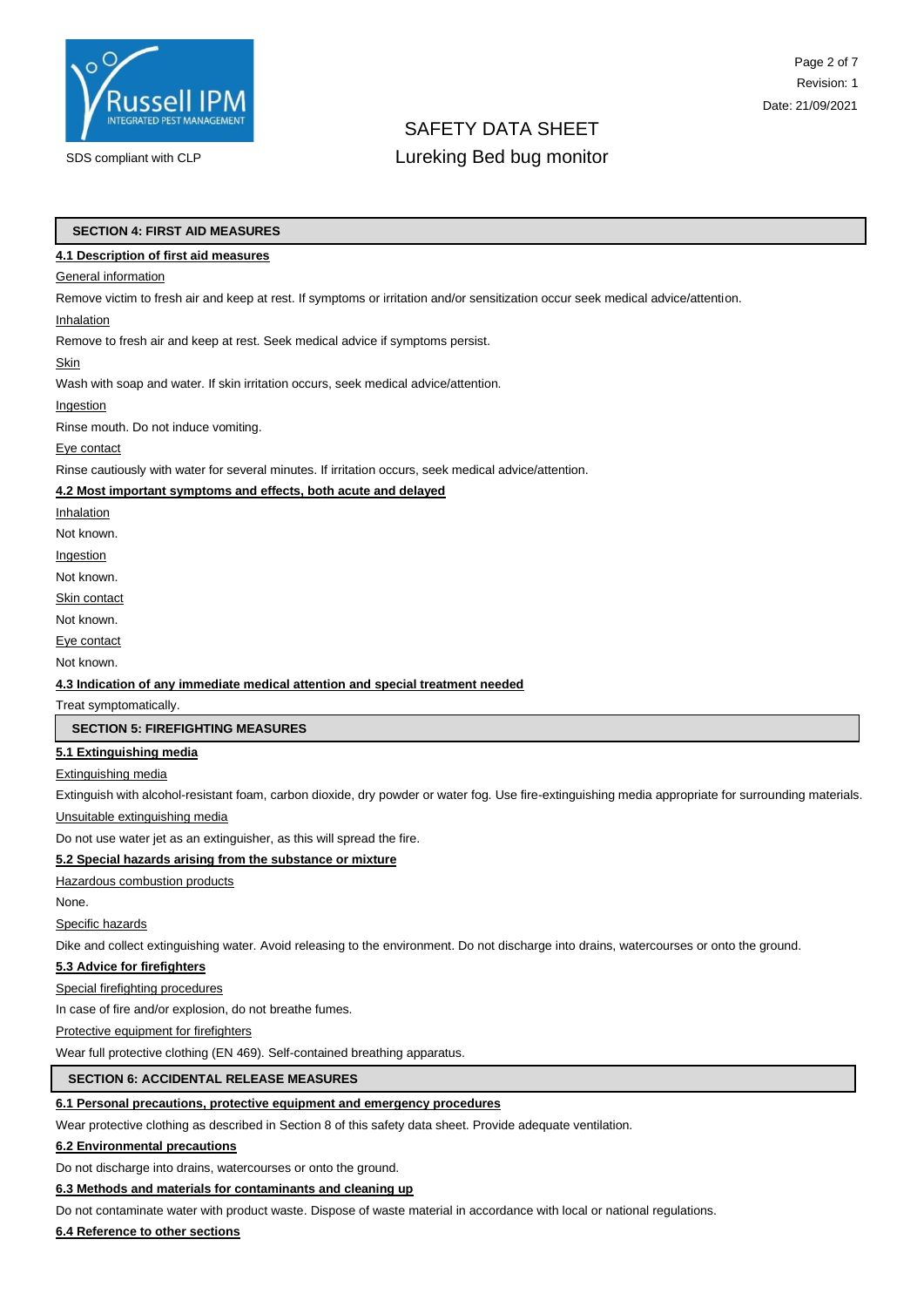## SECTION 4: FIRST AID MEASURES

### 4.1 Description of first aid measures

General information

Remove victim to fresh air and keep at rest. If symptoms or irritation and/or sensitization occur seek medical advice/attention.

Inhalation

Remove to fresh air and keep at rest. Seek medical advice if symptoms persist.

Skin

Wash with soap and water. If skin irritation occurs, seek medical advice/attention.

Ingestion

Rinse mouth. Do not induce vomiting.

Eye contact

Rinse cautiously with water for several minutes. If irritation occurs, seek medical advice/attention.

### 4.2 Most important symptoms and effects, both acute and delayed

Inhalation

Not known.

Ingestion

Not known.

Skin contact

Not known.

Eye contact

Not known.

### 4.3 Indication of any immediate medical attention and special treatment needed

Treat symptomatically.

## SECTION 5: FIREFIGHTING MEASURES

### 5.1 Extinguishing media

Extinguishing media

Extinguish with alcohol-resistant foam, carbon dioxide, dry powder or water fog. Use fire-extinguishing media appropriate for surrounding materials.

Unsuitable extinguishing media

Do not use water jet as an extinguisher, as this will spread the fire.

### 5.2 Special hazards arising from the substance or mixture

Hazardous combustion products

None.

Specific hazards

Dike and collect extinguishing water. Avoid releasing to the environment. Do not discharge into drains, watercourses or onto the ground.

### 5.3 Advice for firefighters

Special firefighting procedures

In case of fire and/or explosion, do not breathe fumes.

Protective equipment for firefighters

Wear full protective clothing (EN 469). Self-contained breathing apparatus.

## SECTION 6: ACCIDENTAL RELEASE MEASURES

### 6.1 Personal precautions, protective equipment and emergency procedures

Wear protective clothing as described in Section 8 of this safety data sheet. Provide adequate ventilation.

### 6.2 Environmental precautions

Do not discharge into drains, watercourses or onto the ground.

### 6.3 Methods and materials for contaminants and cleaning up

Do not contaminate water with product waste. Dispose of waste material in accordance with local or national regulations.

### 6.4 Reference to other sections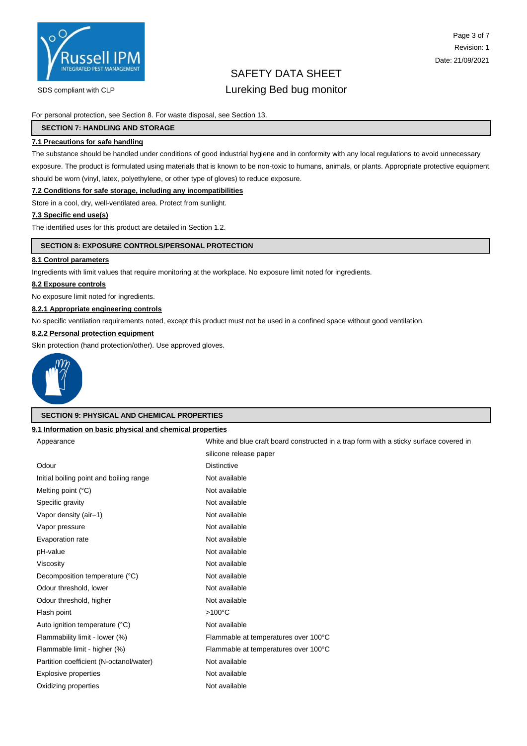For personal protection, see Section 8. For waste disposal, see Section 13.

## SECTION 7: HANDLING AND STORAGE

### 7.1 Precautions for safe handling

The substance should be handled under conditions of good industrial hygiene and in conformity with any local regulations to avoid unnecessary exposure. The product is formulated using materials that is known to be non-toxic to humans, animals, or plants. Appropriate protective equipment should be worn (vinyl, latex, polyethylene, or other type of gloves) to reduce exposure.

### 7.2 Conditions for safe storage, including any incompatibilities

Store in a cool, dry, well-ventilated area. Protect from sunlight.

### 7.3 Specific end use(s)

The identified uses for this product are detailed in Section 1.2.

## SECTION 8: EXPOSURE CONTROLS/PERSONAL PROTECTION

### 8.1 Control parameters

Ingredients with limit values that require monitoring at the workplace. No exposure limit noted for ingredients.

### 8.2 Exposure controls

No exposure limit noted for ingredients.

### 8.2.1 Appropriate engineering controls

No specific ventilation requirements noted, except this product must not be used in a confined space without good ventilation.

### 8.2.2 Personal protection equipment

Skin protection (hand protection/other). Use approved gloves.

## SECTION 9: PHYSICAL AND CHEMICAL PROPERTIES

### 9.1 Information on basic physical and chemical properties

| Property | Value |
|---|---|
| Appearance | White and blue craft board constructed in a trap form with a sticky surface covered in silicone release paper |
| Odour | Distinctive |
| Initial boiling point and boiling range | Not available |
| Melting point (°C) | Not available |
| Specific gravity | Not available |
| Vapor density (air=1) | Not available |
| Vapor pressure | Not available |
| Evaporation rate | Not available |
| pH-value | Not available |
| Viscosity | Not available |
| Decomposition temperature (°C) | Not available |
| Odour threshold, lower | Not available |
| Odour threshold, higher | Not available |
| Flash point | >100°C |
| Auto ignition temperature (°C) | Not available |
| Flammability limit - lower (%) | Flammable at temperatures over 100°C |
| Flammable limit - higher (%) | Flammable at temperatures over 100°C |
| Partition coefficient (N-octanol/water) | Not available |
| Explosive properties | Not available |
| Oxidizing properties | Not available |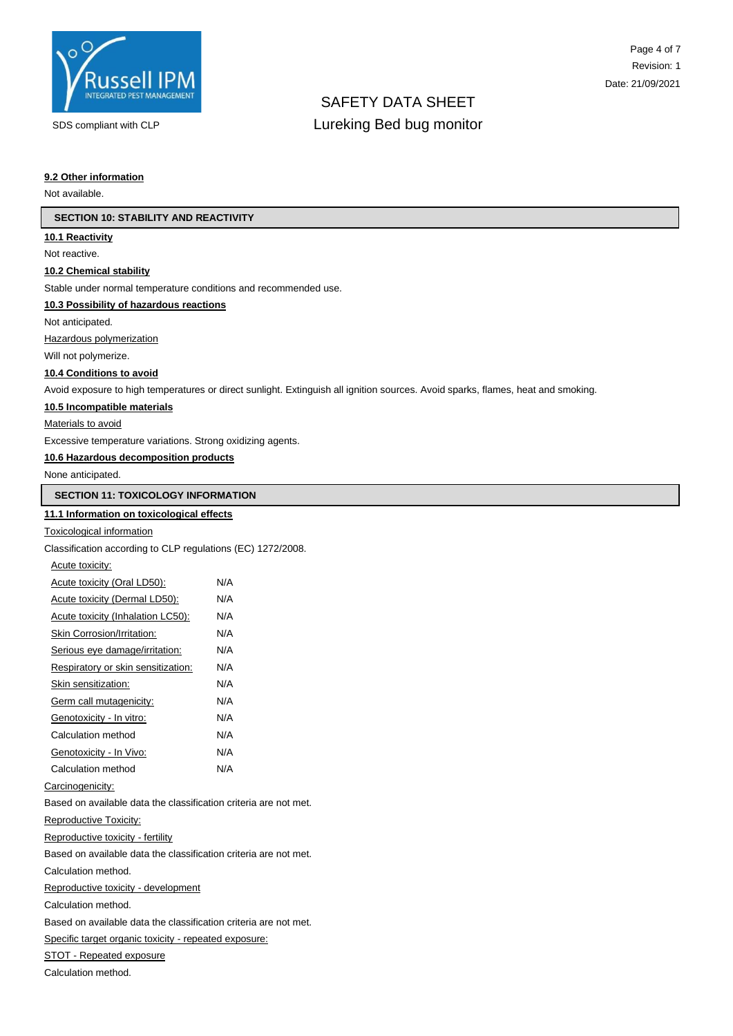**9.2 Other information**

Not available.

## SECTION 10: STABILITY AND REACTIVITY

**10.1 Reactivity**

Not reactive.

**10.2 Chemical stability**

Stable under normal temperature conditions and recommended use.

**10.3 Possibility of hazardous reactions**

Not anticipated.

Hazardous polymerization

Will not polymerize.

**10.4 Conditions to avoid**

Avoid exposure to high temperatures or direct sunlight. Extinguish all ignition sources. Avoid sparks, flames, heat and smoking.

**10.5 Incompatible materials**

Materials to avoid

Excessive temperature variations. Strong oxidizing agents.

**10.6 Hazardous decomposition products**

None anticipated.

## SECTION 11: TOXICOLOGY INFORMATION

**11.1 Information on toxicological effects**

Toxicological information

Classification according to CLP regulations (EC) 1272/2008.

Acute toxicity:

| | |
|---|---|
| Acute toxicity (Oral LD50): | N/A |
| Acute toxicity (Dermal LD50): | N/A |
| Acute toxicity (Inhalation LC50): | N/A |
| Skin Corrosion/Irritation: | N/A |
| Serious eye damage/irritation: | N/A |
| Respiratory or skin sensitization: | N/A |
| Skin sensitization: | N/A |
| Germ call mutagenicity: | N/A |
| Genotoxicity - In vitro: | N/A |
| Calculation method | N/A |
| Genotoxicity - In Vivo: | N/A |
| Calculation method | N/A |

Carcinogenicity:

Based on available data the classification criteria are not met.

Reproductive Toxicity:

Reproductive toxicity - fertility

Based on available data the classification criteria are not met.

Calculation method.

Reproductive toxicity - development

Calculation method.

Based on available data the classification criteria are not met.

Specific target organic toxicity - repeated exposure:

STOT - Repeated exposure

Calculation method.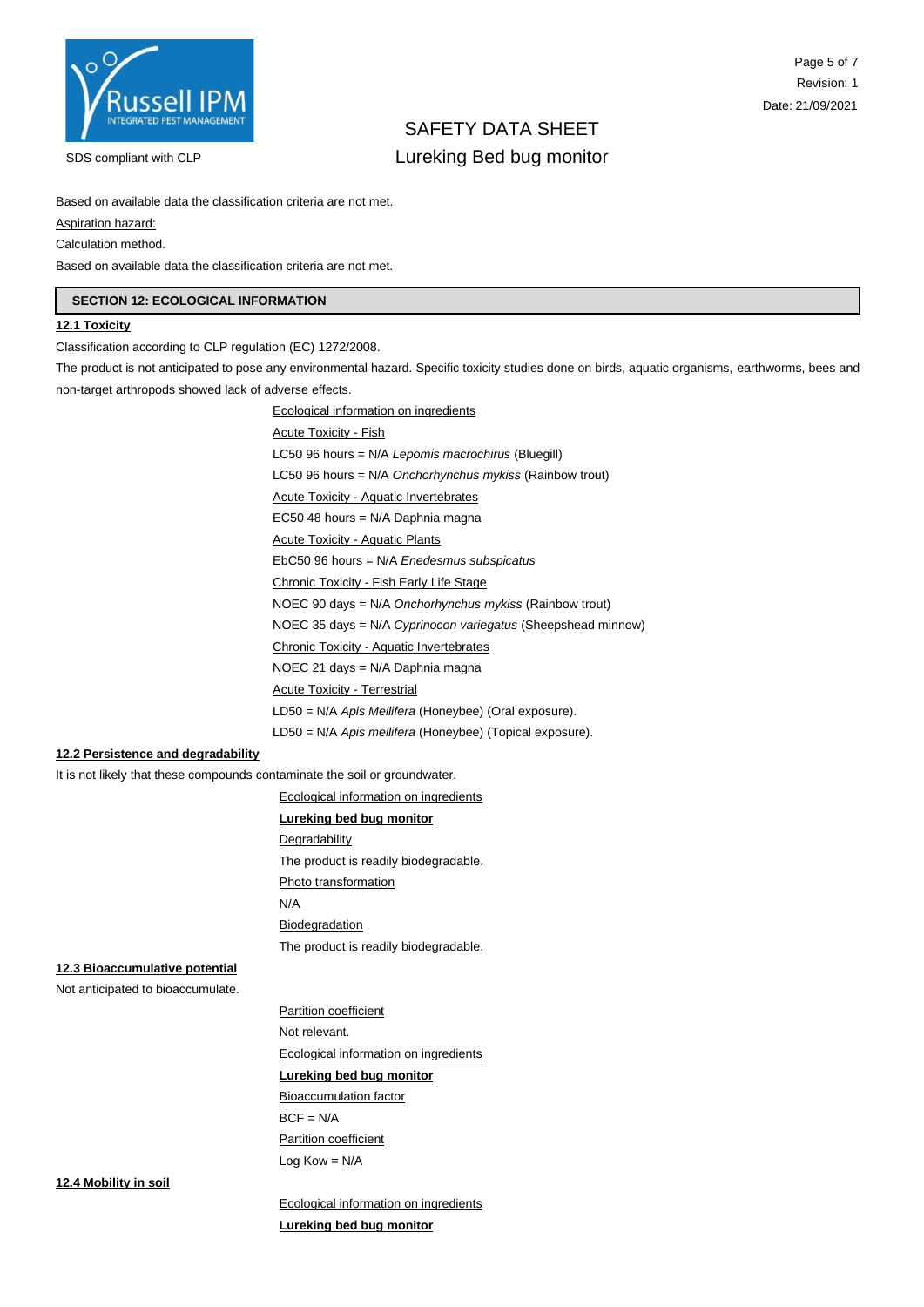Based on available data the classification criteria are not met.

Aspiration hazard:

Calculation method.

Based on available data the classification criteria are not met.

## SECTION 12: ECOLOGICAL INFORMATION

### 12.1 Toxicity

Classification according to CLP regulation (EC) 1272/2008.

The product is not anticipated to pose any environmental hazard. Specific toxicity studies done on birds, aquatic organisms, earthworms, bees and non-target arthropods showed lack of adverse effects.

Ecological information on ingredients

Acute Toxicity - Fish

LC50 96 hours = N/A *Lepomis macrochirus* (Bluegill)

LC50 96 hours = N/A *Onchorhynchus mykiss* (Rainbow trout)

Acute Toxicity - Aquatic Invertebrates

EC50 48 hours = N/A Daphnia magna

Acute Toxicity - Aquatic Plants

EbC50 96 hours = N/A *Enedesmus subspicatus*

Chronic Toxicity - Fish Early Life Stage

NOEC 90 days = N/A *Onchorhynchus mykiss* (Rainbow trout)

NOEC 35 days = N/A *Cyprinocon variegatus* (Sheepshead minnow)

Chronic Toxicity - Aquatic Invertebrates

NOEC 21 days = N/A Daphnia magna

Acute Toxicity - Terrestrial

LD50 = N/A *Apis Mellifera* (Honeybee) (Oral exposure).

LD50 = N/A *Apis mellifera* (Honeybee) (Topical exposure).

### 12.2 Persistence and degradability

It is not likely that these compounds contaminate the soil or groundwater.

Ecological information on ingredients

**Lureking bed bug monitor**

Degradability

The product is readily biodegradable.

Photo transformation

N/A

Biodegradation

The product is readily biodegradable.

### 12.3 Bioaccumulative potential

Not anticipated to bioaccumulate.

Partition coefficient

Not relevant.

Ecological information on ingredients

**Lureking bed bug monitor**

Bioaccumulation factor

BCF = N/A

Partition coefficient

Log Kow = N/A

### 12.4 Mobility in soil

Ecological information on ingredients

**Lureking bed bug monitor**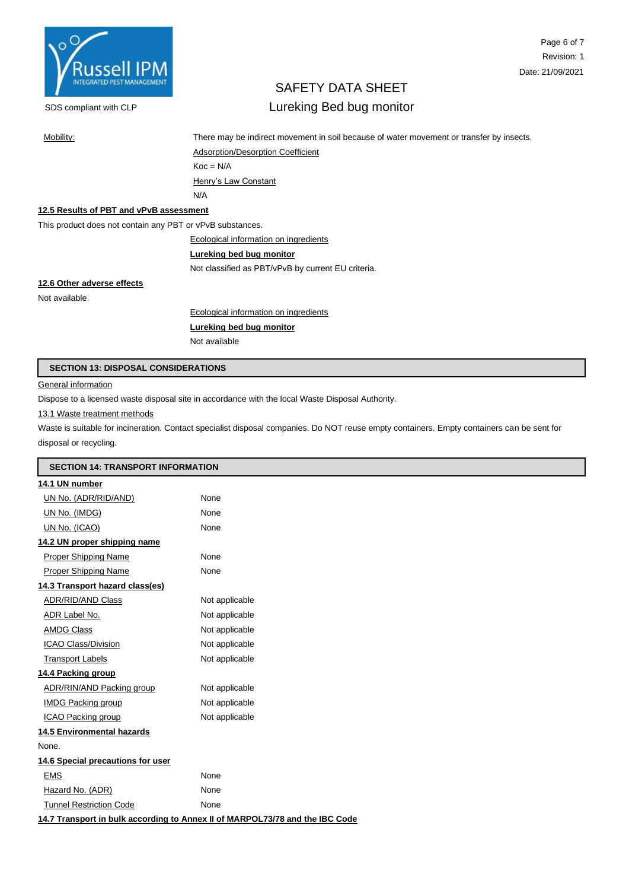Mobility: There may be indirect movement in soil because of water movement or transfer by insects.

Adsorption/Desorption Coefficient

Koc = N/A

Henry's Law Constant

N/A

**12.5 Results of PBT and vPvB assessment**

This product does not contain any PBT or vPvB substances.

Ecological information on ingredients

**Lureking bed bug monitor**

Not classified as PBT/vPvB by current EU criteria.

**12.6 Other adverse effects**

Not available.

Ecological information on ingredients

**Lureking bed bug monitor**

Not available

## SECTION 13: DISPOSAL CONSIDERATIONS

General information

Dispose to a licensed waste disposal site in accordance with the local Waste Disposal Authority.

13.1 Waste treatment methods

Waste is suitable for incineration. Contact specialist disposal companies. Do NOT reuse empty containers. Empty containers can be sent for disposal or recycling.

## SECTION 14: TRANSPORT INFORMATION

**14.1 UN number**

| | |
|---|---|
| UN No. (ADR/RID/AND) | None |
| UN No. (IMDG) | None |
| UN No. (ICAO) | None |

**14.2 UN proper shipping name**

| | |
|---|---|
| Proper Shipping Name | None |
| Proper Shipping Name | None |

**14.3 Transport hazard class(es)**

| | |
|---|---|
| ADR/RID/AND Class | Not applicable |
| ADR Label No. | Not applicable |
| AMDG Class | Not applicable |
| ICAO Class/Division | Not applicable |
| Transport Labels | Not applicable |

**14.4 Packing group**

| | |
|---|---|
| ADR/RIN/AND Packing group | Not applicable |
| IMDG Packing group | Not applicable |
| ICAO Packing group | Not applicable |

**14.5 Environmental hazards**

None.

**14.6 Special precautions for user**

| | |
|---|---|
| EMS | None |
| Hazard No. (ADR) | None |
| Tunnel Restriction Code | None |

**14.7 Transport in bulk according to Annex II of MARPOL73/78 and the IBC Code**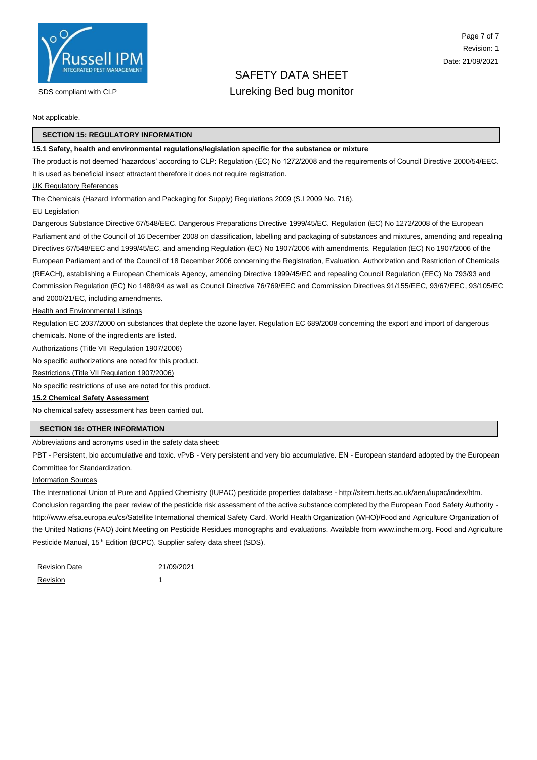Not applicable.

## SECTION 15: REGULATORY INFORMATION

**15.1 Safety, health and environmental regulations/legislation specific for the substance or mixture**

The product is not deemed 'hazardous' according to CLP: Regulation (EC) No 1272/2008 and the requirements of Council Directive 2000/54/EEC. It is used as beneficial insect attractant therefore it does not require registration.

UK Regulatory References

The Chemicals (Hazard Information and Packaging for Supply) Regulations 2009 (S.I 2009 No. 716).

EU Legislation

Dangerous Substance Directive 67/548/EEC. Dangerous Preparations Directive 1999/45/EC. Regulation (EC) No 1272/2008 of the European Parliament and of the Council of 16 December 2008 on classification, labelling and packaging of substances and mixtures, amending and repealing Directives 67/548/EEC and 1999/45/EC, and amending Regulation (EC) No 1907/2006 with amendments. Regulation (EC) No 1907/2006 of the European Parliament and of the Council of 18 December 2006 concerning the Registration, Evaluation, Authorization and Restriction of Chemicals (REACH), establishing a European Chemicals Agency, amending Directive 1999/45/EC and repealing Council Regulation (EEC) No 793/93 and Commission Regulation (EC) No 1488/94 as well as Council Directive 76/769/EEC and Commission Directives 91/155/EEC, 93/67/EEC, 93/105/EC and 2000/21/EC, including amendments.

Health and Environmental Listings

Regulation EC 2037/2000 on substances that deplete the ozone layer. Regulation EC 689/2008 concerning the export and import of dangerous chemicals. None of the ingredients are listed.

Authorizations (Title VII Regulation 1907/2006)

No specific authorizations are noted for this product.

Restrictions (Title VII Regulation 1907/2006)

No specific restrictions of use are noted for this product.

**15.2 Chemical Safety Assessment**

No chemical safety assessment has been carried out.

## SECTION 16: OTHER INFORMATION

Abbreviations and acronyms used in the safety data sheet:

PBT - Persistent, bio accumulative and toxic. vPvB - Very persistent and very bio accumulative. EN - European standard adopted by the European Committee for Standardization.

Information Sources

The International Union of Pure and Applied Chemistry (IUPAC) pesticide properties database - http://sitem.herts.ac.uk/aeru/iupac/index/htm. Conclusion regarding the peer review of the pesticide risk assessment of the active substance completed by the European Food Safety Authority - http://www.efsa.europa.eu/cs/Satellite International chemical Safety Card. World Health Organization (WHO)/Food and Agriculture Organization of the United Nations (FAO) Joint Meeting on Pesticide Residues monographs and evaluations. Available from www.inchem.org. Food and Agriculture Pesticide Manual, 15th Edition (BCPC). Supplier safety data sheet (SDS).

| | |
|---|---|
| Revision Date | 21/09/2021 |
| Revision | 1 |